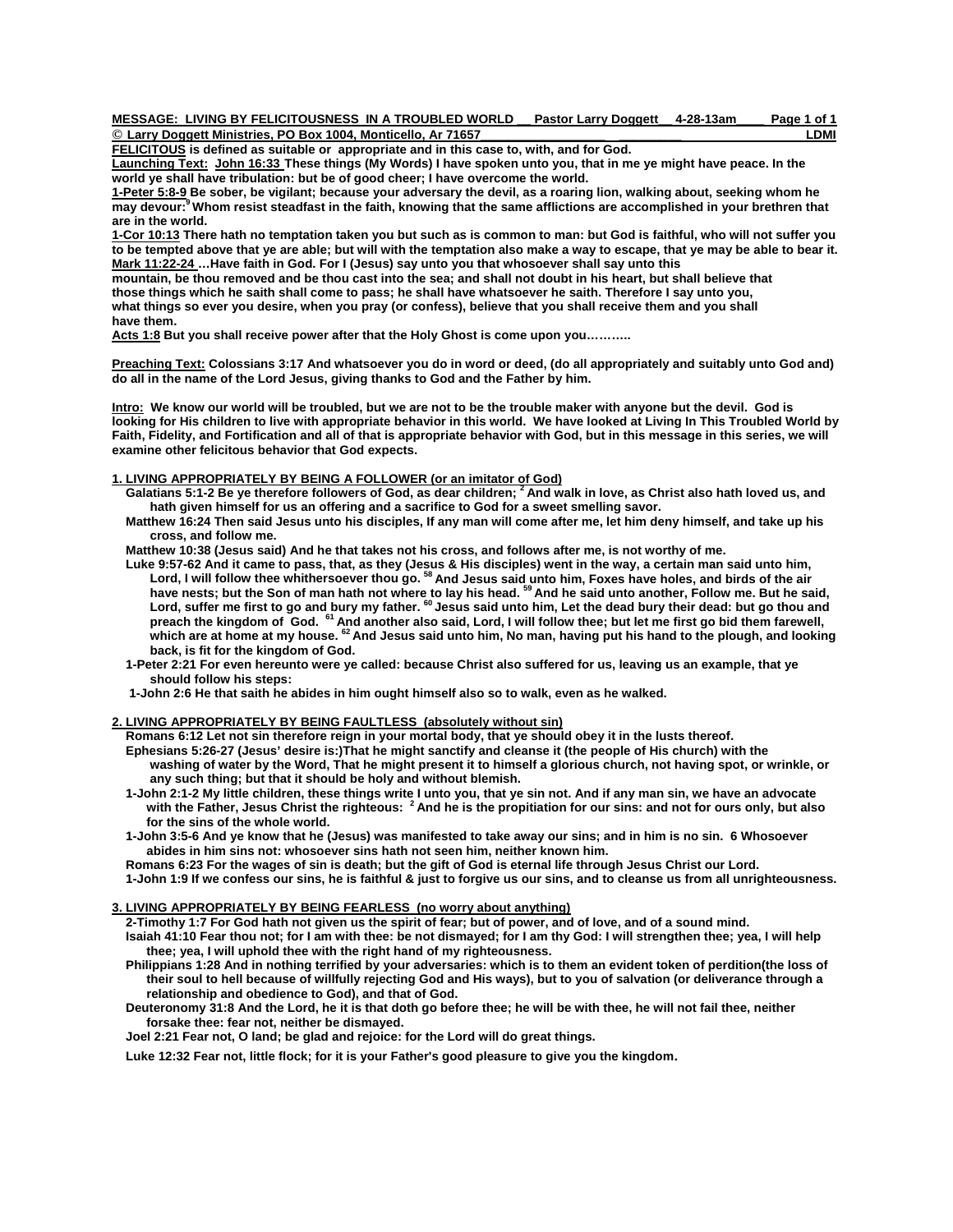**MESSAGE: LIVING BY FELICITOUSNESS IN A TROUBLED WORLD Pastor Larry Doggett 4-28-13am**

**© Larry Doggett Ministries, PO Box 1004, Monticello, Ar 71657 LDMI**

**FELICITOUS is defined as suitable or appropriate and in this case to, with, and for God.**

**Launching Text: John 16:33 These things (My Words) I have spoken unto you, that in me ye might have peace. In the world ye shall have tribulation: but be of good cheer; I have overcome the world.**

**1-Peter 5:8-9 Be sober, be vigilant; because your adversary the devil, as a roaring lion, walking about, seeking whom he may devour:[9] Whom resist steadfast in the faith, knowing that the same afflictions are accomplished in your brethren that are in the world.**

**1-Cor 10:13 There hath no temptation taken you but such as is common to man: but God is faithful, who will not suffer you to be tempted above that ye are able; but will with the temptation also make a way to escape, that ye may be able to bear it.**

**Mark 11:22-24 …Have faith in God. For I (Jesus) say unto you that whosoever shall say unto this mountain, be thou removed and be thou cast into the sea; and shall not doubt in his heart, but shall believe that those things which he saith shall come to pass; he shall have whatsoever he saith. Therefore I say unto you, what things so ever you desire, when you pray (or confess), believe that you shall receive them and you shall have them.**

**Acts 1:8 But you shall receive power after that the Holy Ghost is come upon you………..**

**Preaching Text: Colossians 3:17 And whatsoever you do in word or deed, (do all appropriately and suitably unto God and) do all in the name of the Lord Jesus, giving thanks to God and the Father by him.**

**Intro: We know our world will be troubled, but we are not to be the trouble maker with anyone but the devil. God is looking for His children to live with appropriate behavior in this world. We have looked at Living In This Troubled World by Faith, Fidelity, and Fortification and all of that is appropriate behavior with God, but in this message in this series, we will examine other felicitous behavior that God expects.**

## 1. LIVING APPROPRIATELY BY BEING A FOLLOWER (or an imitator of God)

**Galatians 5:1-2 Be ye therefore followers of God, as dear children; [2] And walk in love, as Christ also hath loved us, and hath given himself for us an offering and a sacrifice to God for a sweet smelling savor.**

**Matthew 16:24 Then said Jesus unto his disciples, If any man will come after me, let him deny himself, and take up his cross, and follow me.**

**Matthew 10:38 (Jesus said) And he that takes not his cross, and follows after me, is not worthy of me.**

**Luke 9:57-62 And it came to pass, that, as they (Jesus & His disciples) went in the way, a certain man said unto him, Lord, I will follow thee whithersoever thou go. [58] And Jesus said unto him, Foxes have holes, and birds of the air have nests; but the Son of man hath not where to lay his head. [59] And he said unto another, Follow me. But he said, Lord, suffer me first to go and bury my father. [60] Jesus said unto him, Let the dead bury their dead: but go thou and preach the kingdom of God. [61] And another also said, Lord, I will follow thee; but let me first go bid them farewell, which are at home at my house. [62] And Jesus said unto him, No man, having put his hand to the plough, and looking back, is fit for the kingdom of God.**

**1-Peter 2:21 For even hereunto were ye called: because Christ also suffered for us, leaving us an example, that ye should follow his steps:**

**1-John 2:6 He that saith he abides in him ought himself also so to walk, even as he walked.**

## 2. LIVING APPROPRIATELY BY BEING FAULTLESS (absolutely without sin)

**Romans 6:12 Let not sin therefore reign in your mortal body, that ye should obey it in the lusts thereof.**

**Ephesians 5:26-27 (Jesus' desire is:)That he might sanctify and cleanse it (the people of His church) with the washing of water by the Word, That he might present it to himself a glorious church, not having spot, or wrinkle, or any such thing; but that it should be holy and without blemish.**

**1-John 2:1-2 My little children, these things write I unto you, that ye sin not. And if any man sin, we have an advocate with the Father, Jesus Christ the righteous: [2] And he is the propitiation for our sins: and not for ours only, but also for the sins of the whole world.**

**1-John 3:5-6 And ye know that he (Jesus) was manifested to take away our sins; and in him is no sin. 6 Whosoever abides in him sins not: whosoever sins hath not seen him, neither known him.**

**Romans 6:23 For the wages of sin is death; but the gift of God is eternal life through Jesus Christ our Lord.**

**1-John 1:9 If we confess our sins, he is faithful & just to forgive us our sins, and to cleanse us from all unrighteousness.**

## 3. LIVING APPROPRIATELY BY BEING FEARLESS (no worry about anything)

**2-Timothy 1:7 For God hath not given us the spirit of fear; but of power, and of love, and of a sound mind.**

**Isaiah 41:10 Fear thou not; for I am with thee: be not dismayed; for I am thy God: I will strengthen thee; yea, I will help thee; yea, I will uphold thee with the right hand of my righteousness.**

**Philippians 1:28 And in nothing terrified by your adversaries: which is to them an evident token of perdition(the loss of their soul to hell because of willfully rejecting God and His ways), but to you of salvation (or deliverance through a relationship and obedience to God), and that of God.**

**Deuteronomy 31:8 And the Lord, he it is that doth go before thee; he will be with thee, he will not fail thee, neither forsake thee: fear not, neither be dismayed.**

**Joel 2:21 Fear not, O land; be glad and rejoice: for the Lord will do great things.**

**Luke 12:32 Fear not, little flock; for it is your Father's good pleasure to give you the kingdom.**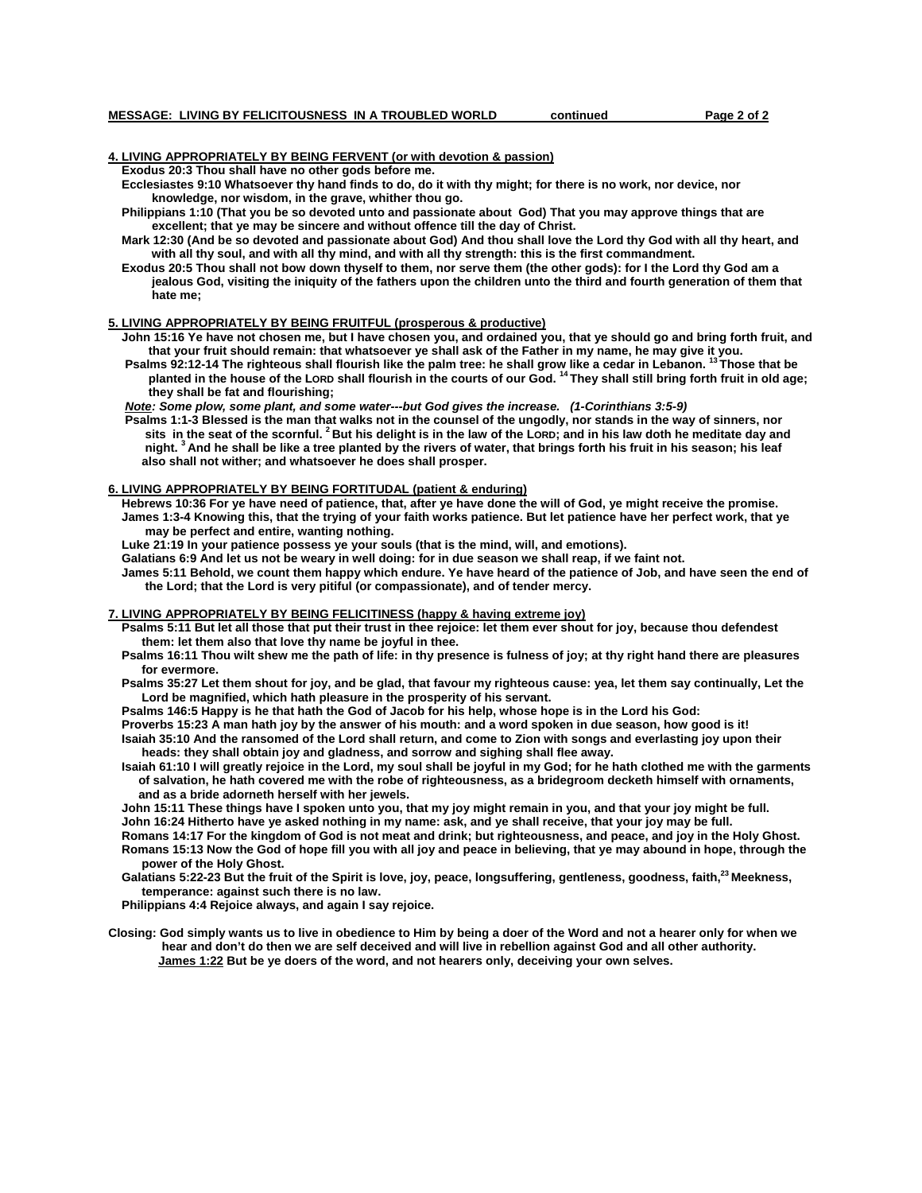**4. LIVING APPROPRIATELY BY BEING FERVENT (or with devotion & passion)**

**Exodus 20:3 Thou shall have no other gods before me.**

**Ecclesiastes 9:10 Whatsoever thy hand finds to do, do it with thy might; for there is no work, nor device, nor knowledge, nor wisdom, in the grave, whither thou go.**

**Philippians 1:10 (That you be so devoted unto and passionate about God) That you may approve things that are excellent; that ye may be sincere and without offence till the day of Christ.**

**Mark 12:30 (And be so devoted and passionate about God) And thou shall love the Lord thy God with all thy heart, and with all thy soul, and with all thy mind, and with all thy strength: this is the first commandment.**

**Exodus 20:5 Thou shall not bow down thyself to them, nor serve them (the other gods): for I the Lord thy God am a jealous God, visiting the iniquity of the fathers upon the children unto the third and fourth generation of them that hate me;**

**5. LIVING APPROPRIATELY BY BEING FRUITFUL (prosperous & productive)**

**John 15:16 Ye have not chosen me, but I have chosen you, and ordained you, that ye should go and bring forth fruit, and that your fruit should remain: that whatsoever ye shall ask of the Father in my name, he may give it you.**

**Psalms 92:12-14 The righteous shall flourish like the palm tree: he shall grow like a cedar in Lebanon. [13] Those that be planted in the house of the LORD shall flourish in the courts of our God. [14] They shall still bring forth fruit in old age; they shall be fat and flourishing;**

***Note: Some plow, some plant, and some water---but God gives the increase. (1-Corinthians 3:5-9)***

**Psalms 1:1-3 Blessed is the man that walks not in the counsel of the ungodly, nor stands in the way of sinners, nor sits in the seat of the scornful. [2] But his delight is in the law of the LORD; and in his law doth he meditate day and night. [3] And he shall be like a tree planted by the rivers of water, that brings forth his fruit in his season; his leaf also shall not wither; and whatsoever he does shall prosper.**

**6. LIVING APPROPRIATELY BY BEING FORTITUDAL (patient & enduring)**

**Hebrews 10:36 For ye have need of patience, that, after ye have done the will of God, ye might receive the promise.**

**James 1:3-4 Knowing this, that the trying of your faith works patience. But let patience have her perfect work, that ye may be perfect and entire, wanting nothing.**

**Luke 21:19 In your patience possess ye your souls (that is the mind, will, and emotions).**

**Galatians 6:9 And let us not be weary in well doing: for in due season we shall reap, if we faint not.**

**James 5:11 Behold, we count them happy which endure. Ye have heard of the patience of Job, and have seen the end of the Lord; that the Lord is very pitiful (or compassionate), and of tender mercy.**

**7. LIVING APPROPRIATELY BY BEING FELICITINESS (happy & having extreme joy)**

**Psalms 5:11 But let all those that put their trust in thee rejoice: let them ever shout for joy, because thou defendest them: let them also that love thy name be joyful in thee.**

**Psalms 16:11 Thou wilt shew me the path of life: in thy presence is fulness of joy; at thy right hand there are pleasures for evermore.**

**Psalms 35:27 Let them shout for joy, and be glad, that favour my righteous cause: yea, let them say continually, Let the Lord be magnified, which hath pleasure in the prosperity of his servant.**

**Psalms 146:5 Happy is he that hath the God of Jacob for his help, whose hope is in the Lord his God:**

**Proverbs 15:23 A man hath joy by the answer of his mouth: and a word spoken in due season, how good is it!**

**Isaiah 35:10 And the ransomed of the Lord shall return, and come to Zion with songs and everlasting joy upon their heads: they shall obtain joy and gladness, and sorrow and sighing shall flee away.**

**Isaiah 61:10 I will greatly rejoice in the Lord, my soul shall be joyful in my God; for he hath clothed me with the garments of salvation, he hath covered me with the robe of righteousness, as a bridegroom decketh himself with ornaments, and as a bride adorneth herself with her jewels.**

**John 15:11 These things have I spoken unto you, that my joy might remain in you, and that your joy might be full.**

**John 16:24 Hitherto have ye asked nothing in my name: ask, and ye shall receive, that your joy may be full.**

**Romans 14:17 For the kingdom of God is not meat and drink; but righteousness, and peace, and joy in the Holy Ghost.**

**Romans 15:13 Now the God of hope fill you with all joy and peace in believing, that ye may abound in hope, through the power of the Holy Ghost.**

**Galatians 5:22-23 But the fruit of the Spirit is love, joy, peace, longsuffering, gentleness, goodness, faith,[23] Meekness, temperance: against such there is no law.**

**Philippians 4:4 Rejoice always, and again I say rejoice.**

**Closing: God simply wants us to live in obedience to Him by being a doer of the Word and not a hearer only for when we hear and don't do then we are self deceived and will live in rebellion against God and all other authority.**

**<u>James 1:22</u> But be ye doers of the word, and not hearers only, deceiving your own selves.**